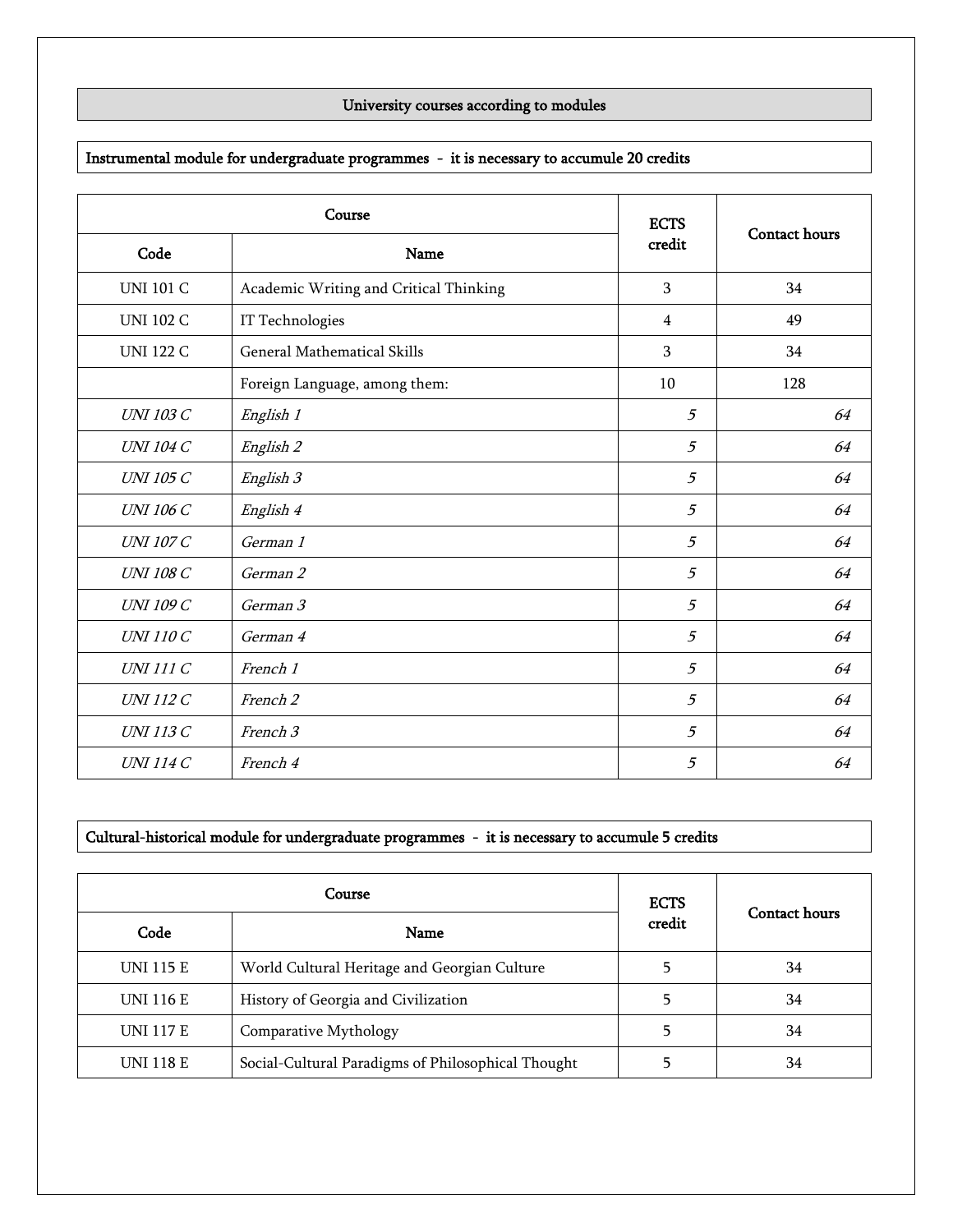## University courses according to modules

**Instrumental module for undergraduate programmes - it is necessary to accumule 20 credits**

| Course | | ECTS credit | Contact hours |
|---|---|---|---|
| Code | Name | | |
| UNI 101 C | Academic Writing and Critical Thinking | 3 | 34 |
| UNI 102 C | IT Technologies | 4 | 49 |
| UNI 122 C | General Mathematical Skills | 3 | 34 |
| | Foreign Language, among them: | 10 | 128 |
| *UNI 103 C* | *English 1* | *5* | *64* |
| *UNI 104 C* | *English 2* | *5* | *64* |
| *UNI 105 C* | *English 3* | *5* | *64* |
| *UNI 106 C* | *English 4* | *5* | *64* |
| *UNI 107 C* | *German 1* | *5* | *64* |
| *UNI 108 C* | *German 2* | *5* | *64* |
| *UNI 109 C* | *German 3* | *5* | *64* |
| *UNI 110 C* | *German 4* | *5* | *64* |
| *UNI 111 C* | *French 1* | *5* | *64* |
| *UNI 112 C* | *French 2* | *5* | *64* |
| *UNI 113 C* | *French 3* | *5* | *64* |
| *UNI 114 C* | *French 4* | *5* | *64* |

**Cultural-historical module for undergraduate programmes - it is necessary to accumule 5 credits**

| Course | | ECTS credit | Contact hours |
|---|---|---|---|
| Code | Name | | |
| UNI 115 E | World Cultural Heritage and Georgian Culture | 5 | 34 |
| UNI 116 E | History of Georgia and Civilization | 5 | 34 |
| UNI 117 E | Comparative Mythology | 5 | 34 |
| UNI 118 E | Social-Cultural Paradigms of Philosophical Thought | 5 | 34 |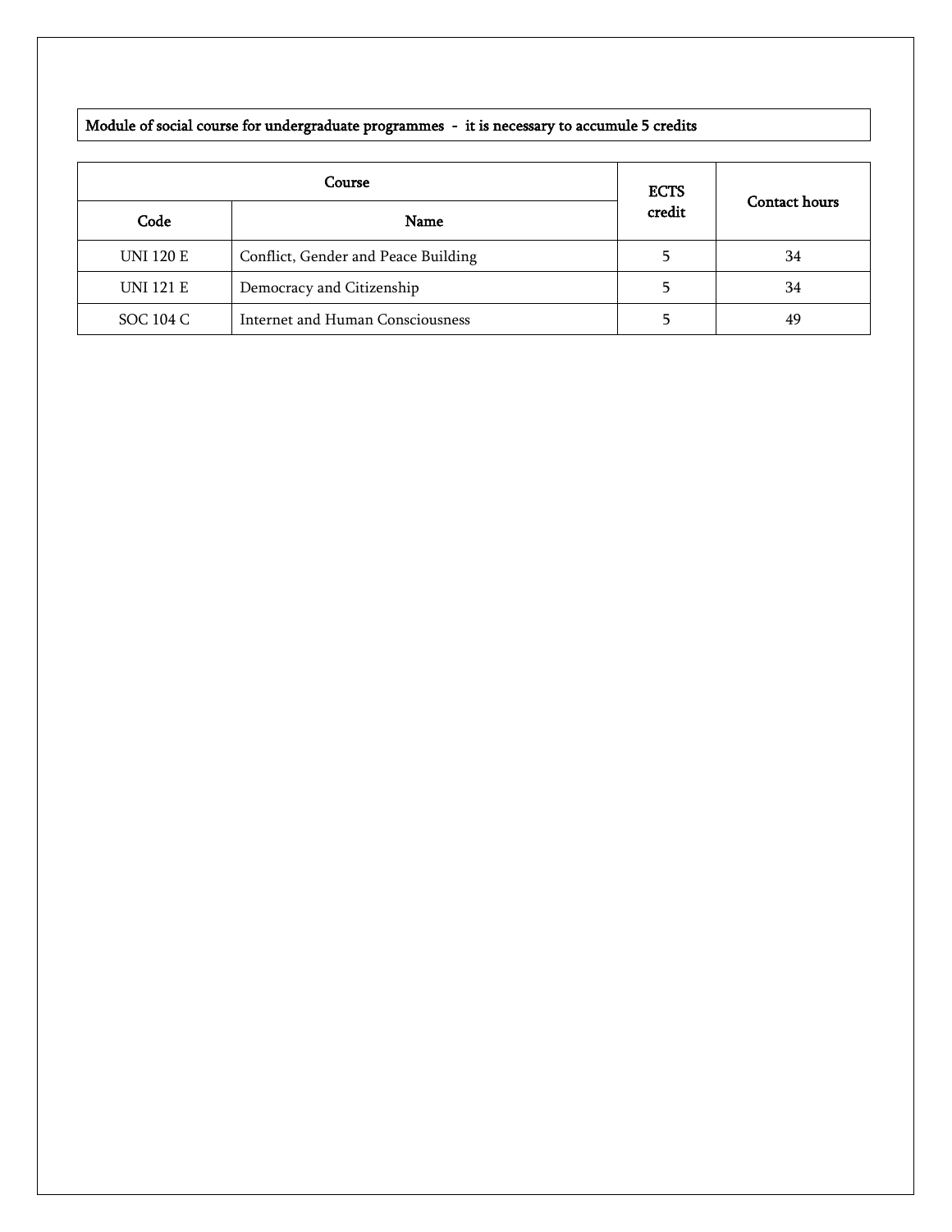**Module of social course for undergraduate programmes - it is necessary to accumule 5 credits**

| Course | | ECTS credit | Contact hours |
|---|---|---|---|
| Code | Name | | |
| UNI 120 E | Conflict, Gender and Peace Building | 5 | 34 |
| UNI 121 E | Democracy and Citizenship | 5 | 34 |
| SOC 104 C | Internet and Human Consciousness | 5 | 49 |